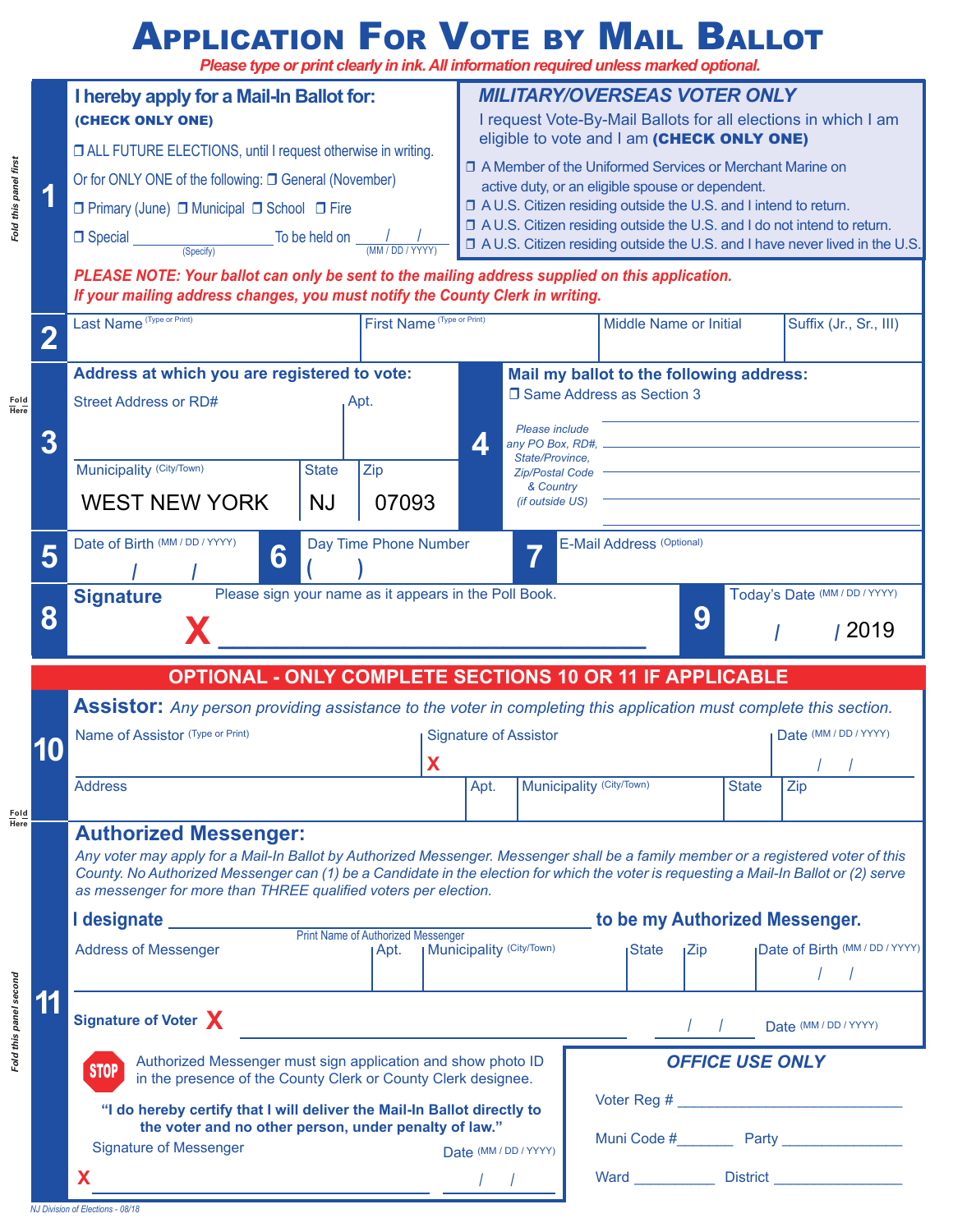# APPLICATION FOR VOTE BY MAIL BALLOT

*Please type or print clearly in ink. All information required unless marked optional.*

## 1

**I hereby apply for a Mail-In Ballot for:**
**(CHECK ONLY ONE)**

❐ ALL FUTURE ELECTIONS, until I request otherwise in writing.

Or for ONLY ONE of the following: ❐ General (November)

❐ Primary (June) ❐ Municipal ❐ School ❐ Fire

❐ Special ________________ (Specify) To be held on ___/___/___ (MM / DD / YYYY)

### MILITARY/OVERSEAS VOTER ONLY

I request Vote-By-Mail Ballots for all elections in which I am eligible to vote and I am **(CHECK ONLY ONE)**

❐ A Member of the Uniformed Services or Merchant Marine on active duty, or an eligible spouse or dependent.

❐ A U.S. Citizen residing outside the U.S. and I intend to return.

❐ A U.S. Citizen residing outside the U.S. and I do not intend to return.

❐ A U.S. Citizen residing outside the U.S. and I have never lived in the U.S.

***PLEASE NOTE: Your ballot can only be sent to the mailing address supplied on this application. If your mailing address changes, you must notify the County Clerk in writing.***

## 2

| Last Name (Type or Print) | First Name (Type or Print) | Middle Name or Initial | Suffix (Jr., Sr., III) |
|---|---|---|---|
| | | | |

## 3

**Address at which you are registered to vote:**

| Street Address or RD# | Apt. |
|---|---|
| | |

| Municipality (City/Town) | State | Zip |
|---|---|---|
| WEST NEW YORK | NJ | 07093 |

## 4

**Mail my ballot to the following address:**

❐ Same Address as Section 3

*Please include any PO Box, RD#, State/Province, Zip/Postal Code & Country (if outside US)*

______________________________

______________________________

______________________________

______________________________

## 5

Date of Birth (MM / DD / YYYY) ___/___/___

## 6

Day Time Phone Number ( )

## 7

E-Mail Address (Optional)

## 8

**Signature** Please sign your name as it appears in the Poll Book.

X ______________________________

## 9

Today's Date (MM / DD / YYYY) ___/___/2019

---

**OPTIONAL - ONLY COMPLETE SECTIONS 10 OR 11 IF APPLICABLE**

## 10

**Assistor:** *Any person providing assistance to the voter in completing this application must complete this section.*

| Name of Assistor (Type or Print) | Signature of Assistor | Date (MM / DD / YYYY) |
|---|---|---|
| | X | / / |

| Address | Apt. | Municipality (City/Town) | State | Zip |
|---|---|---|---|---|
| | | | | |

## 11

**Authorized Messenger:**

*Any voter may apply for a Mail-In Ballot by Authorized Messenger. Messenger shall be a family member or a registered voter of this County. No Authorized Messenger can (1) be a Candidate in the election for which the voter is requesting a Mail-In Ballot or (2) serve as messenger for more than THREE qualified voters per election.*

**I designate** ______________________________ **to be my Authorized Messenger.**
Print Name of Authorized Messenger

| Address of Messenger | Apt. | Municipality (City/Town) | State | Zip | Date of Birth (MM / DD / YYYY) |
|---|---|---|---|---|---|
| | | | | | / / |

**Signature of Voter** X ______________________________ ___/___/___ Date (MM / DD / YYYY)

STOP Authorized Messenger must sign application and show photo ID in the presence of the County Clerk or County Clerk designee.

**"I do hereby certify that I will deliver the Mail-In Ballot directly to the voter and no other person, under penalty of law."**

Signature of Messenger Date (MM / DD / YYYY)

X ______________________________ ___/___/___

### OFFICE USE ONLY

Voter Reg # ______________________________

Muni Code #________ Party ________________

Ward __________ District ________________

*NJ Division of Elections - 08/18*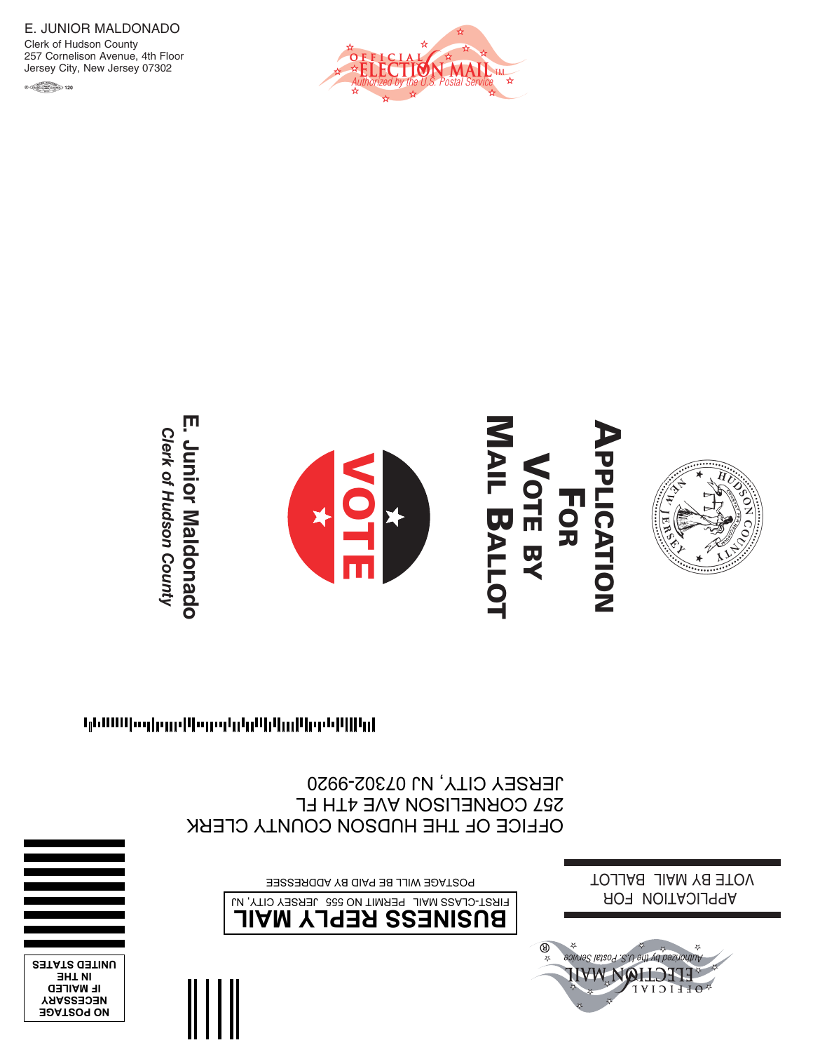E. JUNIOR MALDONADO
Clerk of Hudson County
257 Cornelison Avenue, 4th Floor
Jersey City, New Jersey 07302

OFFICIAL ELECTION MAIL™
*Authorized by the U.S. Postal Service*

# Application For Vote by Mail Ballot

VOTE

**E. Junior Maldonado**
*Clerk of Hudson County*

OFFICE OF THE HUDSON COUNTY CLERK
257 CORNELISON AVE 4TH FL
JERSEY CITY, NJ 07302-9920

**BUSINESS REPLY MAIL**
FIRST-CLASS MAIL PERMIT NO 555 JERSEY CITY, NJ

POSTAGE WILL BE PAID BY ADDRESSEE

APPLICATION FOR
VOTE BY MAIL BALLOT

NO POSTAGE
NECESSARY
IF MAILED
IN THE
UNITED STATES

OFFICIAL ELECTION MAIL®
*Authorized by the U.S. Postal Service*